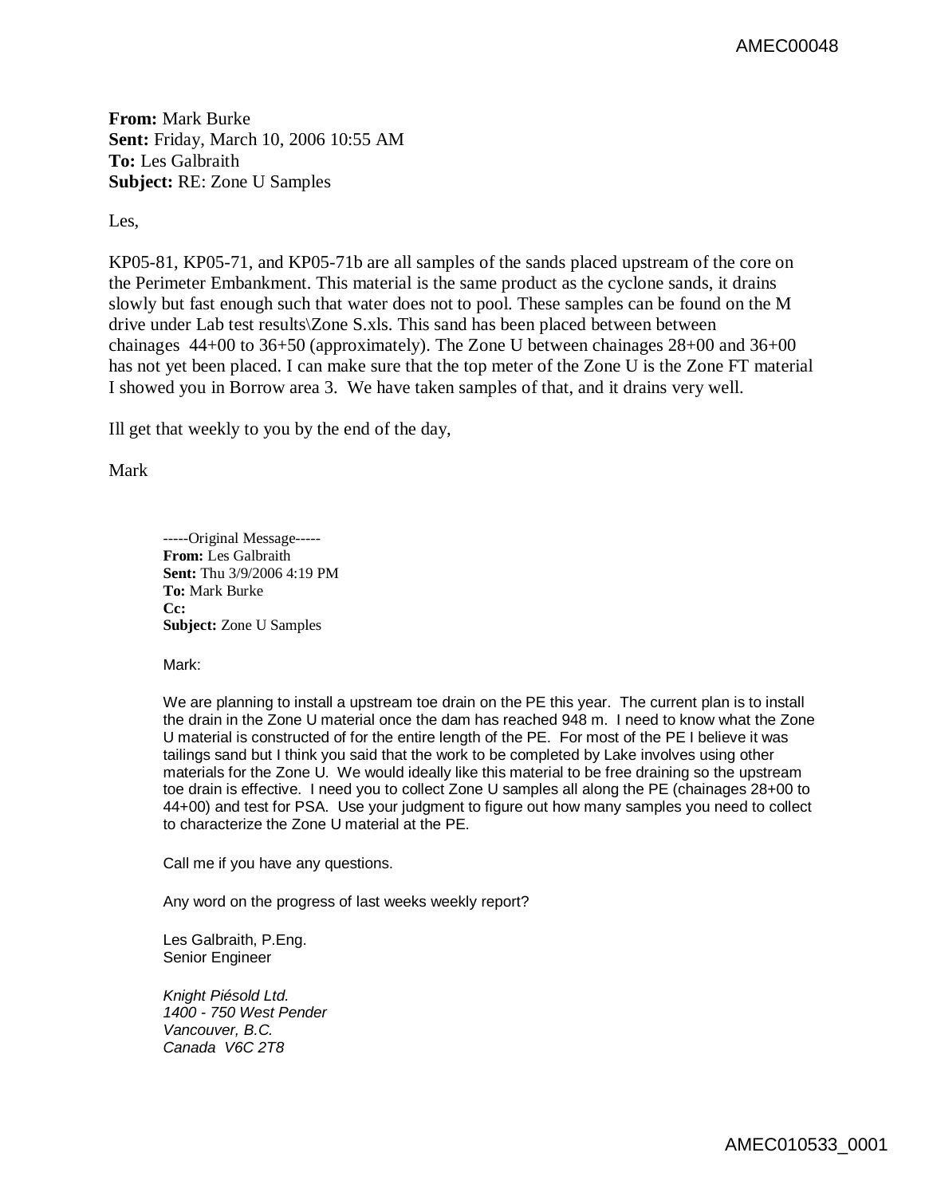**From:** Mark Burke
**Sent:** Friday, March 10, 2006 10:55 AM
**To:** Les Galbraith
**Subject:** RE: Zone U Samples

Les,

KP05-81, KP05-71, and KP05-71b are all samples of the sands placed upstream of the core on the Perimeter Embankment. This material is the same product as the cyclone sands, it drains slowly but fast enough such that water does not to pool. These samples can be found on the M drive under Lab test results\Zone S.xls. This sand has been placed between between chainages 44+00 to 36+50 (approximately). The Zone U between chainages 28+00 and 36+00 has not yet been placed. I can make sure that the top meter of the Zone U is the Zone FT material I showed you in Borrow area 3. We have taken samples of that, and it drains very well.

Ill get that weekly to you by the end of the day,

Mark

> -----Original Message-----
> **From:** Les Galbraith
> **Sent:** Thu 3/9/2006 4:19 PM
> **To:** Mark Burke
> **Cc:**
> **Subject:** Zone U Samples
>
> Mark:
>
> We are planning to install a upstream toe drain on the PE this year. The current plan is to install the drain in the Zone U material once the dam has reached 948 m. I need to know what the Zone U material is constructed of for the entire length of the PE. For most of the PE I believe it was tailings sand but I think you said that the work to be completed by Lake involves using other materials for the Zone U. We would ideally like this material to be free draining so the upstream toe drain is effective. I need you to collect Zone U samples all along the PE (chainages 28+00 to 44+00) and test for PSA. Use your judgment to figure out how many samples you need to collect to characterize the Zone U material at the PE.
>
> Call me if you have any questions.
>
> Any word on the progress of last weeks weekly report?
>
> Les Galbraith, P.Eng.
> Senior Engineer
>
> *Knight Piésold Ltd.*
> *1400 - 750 West Pender*
> *Vancouver, B.C.*
> *Canada V6C 2T8*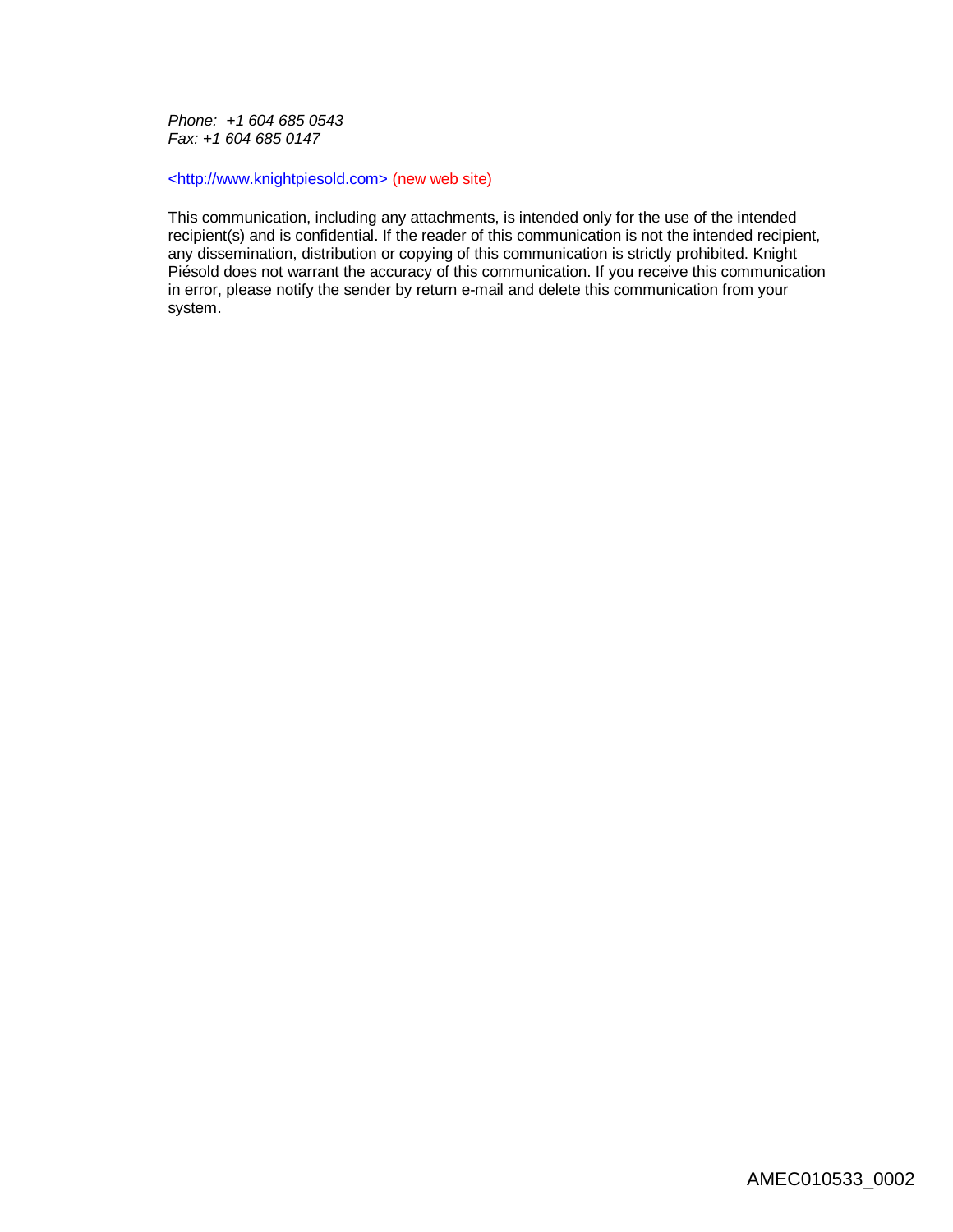*Phone: +1 604 685 0543*
*Fax: +1 604 685 0147*

<http://www.knightpiesold.com> (new web site)

This communication, including any attachments, is intended only for the use of the intended recipient(s) and is confidential. If the reader of this communication is not the intended recipient, any dissemination, distribution or copying of this communication is strictly prohibited. Knight Piésold does not warrant the accuracy of this communication. If you receive this communication in error, please notify the sender by return e-mail and delete this communication from your system.

AMEC010533_0002